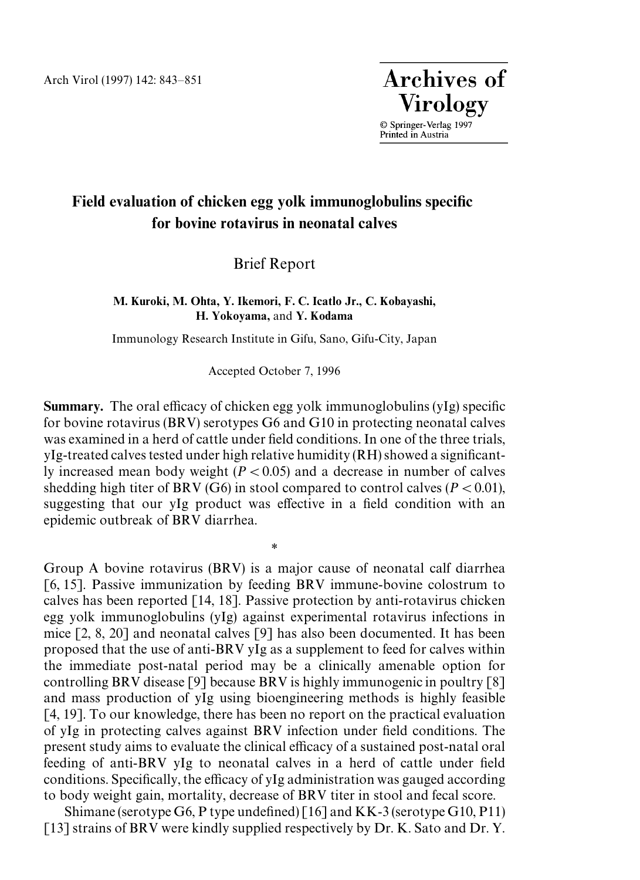# Field evaluation of chicken egg yolk immunoglobulins specific for bovine rotavirus in neonatal calves

Brief Report

**M. Kuroki, M. Ohta, Y. Ikemori, F. C. Icatlo Jr., C. Kobayashi, H. Yokoyama,** and **Y. Kodama**

Immunology Research Institute in Gifu, Sano, Gifu-City, Japan

Accepted October 7, 1996

**Summary.** The oral efficacy of chicken egg yolk immunoglobulins (yIg) specific for bovine rotavirus (BRV) serotypes G6 and G10 in protecting neonatal calves was examined in a herd of cattle under field conditions. In one of the three trials, yIg-treated calves tested under high relative humidity (RH) showed a significantly increased mean body weight ($P < 0.05$) and a decrease in number of calves shedding high titer of BRV (G6) in stool compared to control calves ($P < 0.01$), suggesting that our yIg product was effective in a field condition with an epidemic outbreak of BRV diarrhea.

*

Group A bovine rotavirus (BRV) is a major cause of neonatal calf diarrhea [6, 15]. Passive immunization by feeding BRV immune-bovine colostrum to calves has been reported [14, 18]. Passive protection by anti-rotavirus chicken egg yolk immunoglobulins (yIg) against experimental rotavirus infections in mice [2, 8, 20] and neonatal calves [9] has also been documented. It has been proposed that the use of anti-BRV yIg as a supplement to feed for calves within the immediate post-natal period may be a clinically amenable option for controlling BRV disease [9] because BRV is highly immunogenic in poultry [8] and mass production of yIg using bioengineering methods is highly feasible [4, 19]. To our knowledge, there has been no report on the practical evaluation of yIg in protecting calves against BRV infection under field conditions. The present study aims to evaluate the clinical efficacy of a sustained post-natal oral feeding of anti-BRV yIg to neonatal calves in a herd of cattle under field conditions. Specifically, the efficacy of yIg administration was gauged according to body weight gain, mortality, decrease of BRV titer in stool and fecal score.

Shimane (serotype G6, P type undefined) [16] and KK-3 (serotype G10, P11) [13] strains of BRV were kindly supplied respectively by Dr. K. Sato and Dr. Y.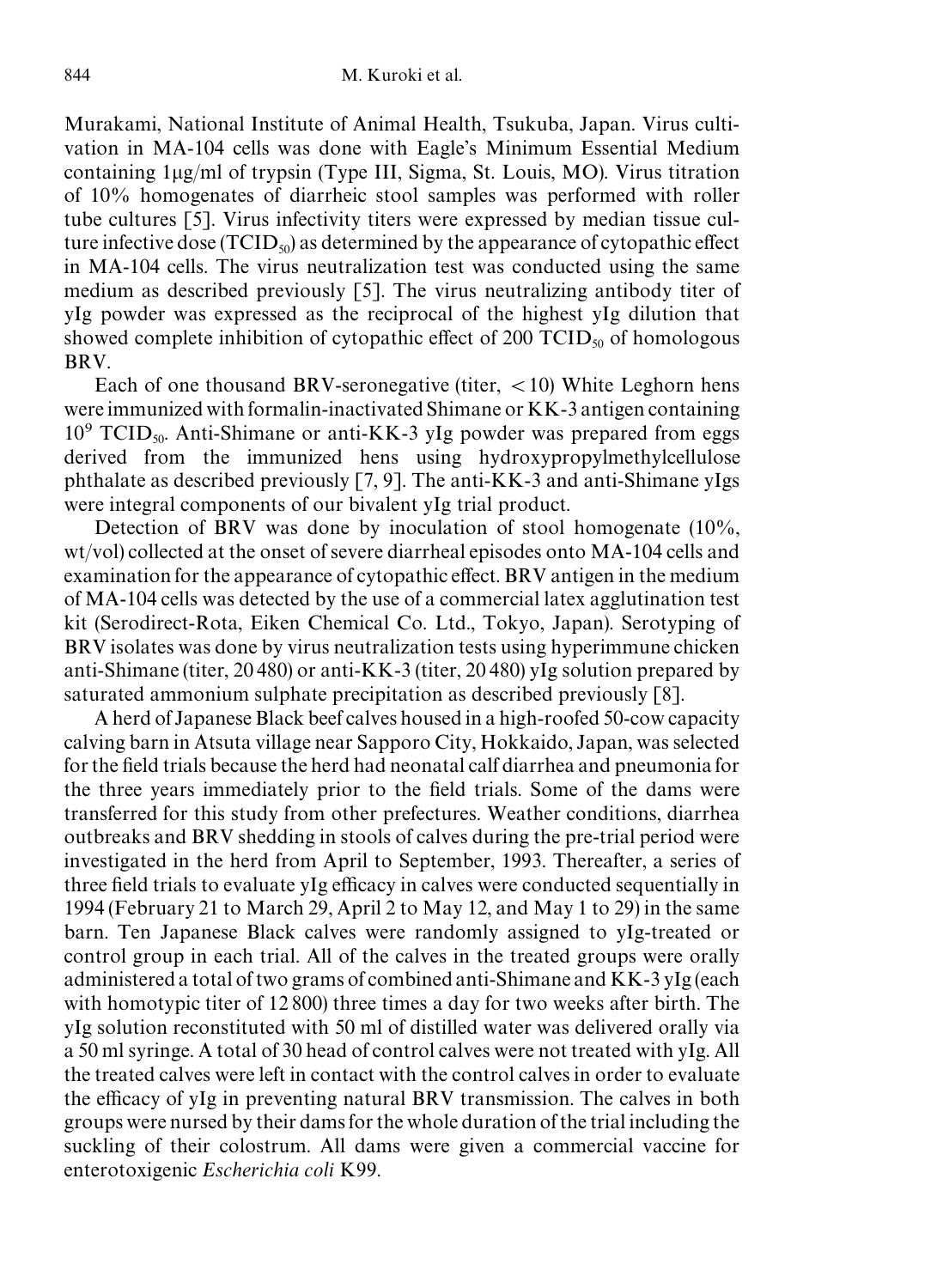Murakami, National Institute of Animal Health, Tsukuba, Japan. Virus cultivation in MA-104 cells was done with Eagle's Minimum Essential Medium containing 1μg/ml of trypsin (Type III, Sigma, St. Louis, MO). Virus titration of 10% homogenates of diarrheic stool samples was performed with roller tube cultures [5]. Virus infectivity titers were expressed by median tissue culture infective dose ($TCID_{50}$) as determined by the appearance of cytopathic effect in MA-104 cells. The virus neutralization test was conducted using the same medium as described previously [5]. The virus neutralizing antibody titer of yIg powder was expressed as the reciprocal of the highest yIg dilution that showed complete inhibition of cytopathic effect of 200 $TCID_{50}$ of homologous BRV.

Each of one thousand BRV-seronegative (titer, $<10$) White Leghorn hens were immunized with formalin-inactivated Shimane or KK-3 antigen containing $10^9$ $TCID_{50}$. Anti-Shimane or anti-KK-3 yIg powder was prepared from eggs derived from the immunized hens using hydroxypropylmethylcellulose phthalate as described previously [7, 9]. The anti-KK-3 and anti-Shimane yIgs were integral components of our bivalent yIg trial product.

Detection of BRV was done by inoculation of stool homogenate (10%, wt/vol) collected at the onset of severe diarrheal episodes onto MA-104 cells and examination for the appearance of cytopathic effect. BRV antigen in the medium of MA-104 cells was detected by the use of a commercial latex agglutination test kit (Serodirect-Rota, Eiken Chemical Co. Ltd., Tokyo, Japan). Serotyping of BRV isolates was done by virus neutralization tests using hyperimmune chicken anti-Shimane (titer, 20 480) or anti-KK-3 (titer, 20 480) yIg solution prepared by saturated ammonium sulphate precipitation as described previously [8].

A herd of Japanese Black beef calves housed in a high-roofed 50-cow capacity calving barn in Atsuta village near Sapporo City, Hokkaido, Japan, was selected for the field trials because the herd had neonatal calf diarrhea and pneumonia for the three years immediately prior to the field trials. Some of the dams were transferred for this study from other prefectures. Weather conditions, diarrhea outbreaks and BRV shedding in stools of calves during the pre-trial period were investigated in the herd from April to September, 1993. Thereafter, a series of three field trials to evaluate yIg efficacy in calves were conducted sequentially in 1994 (February 21 to March 29, April 2 to May 12, and May 1 to 29) in the same barn. Ten Japanese Black calves were randomly assigned to yIg-treated or control group in each trial. All of the calves in the treated groups were orally administered a total of two grams of combined anti-Shimane and KK-3 yIg (each with homotypic titer of 12 800) three times a day for two weeks after birth. The yIg solution reconstituted with 50 ml of distilled water was delivered orally via a 50 ml syringe. A total of 30 head of control calves were not treated with yIg. All the treated calves were left in contact with the control calves in order to evaluate the efficacy of yIg in preventing natural BRV transmission. The calves in both groups were nursed by their dams for the whole duration of the trial including the suckling of their colostrum. All dams were given a commercial vaccine for enterotoxigenic *Escherichia coli* K99.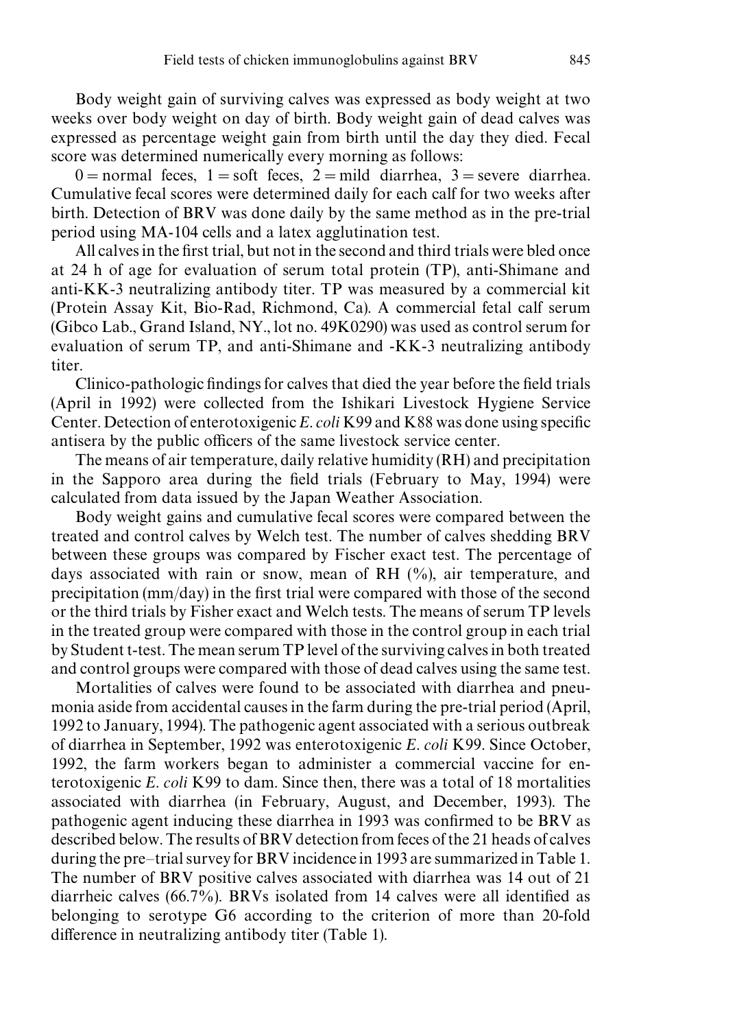Body weight gain of surviving calves was expressed as body weight at two weeks over body weight on day of birth. Body weight gain of dead calves was expressed as percentage weight gain from birth until the day they died. Fecal score was determined numerically every morning as follows:

0 = normal feces, 1 = soft feces, 2 = mild diarrhea, 3 = severe diarrhea. Cumulative fecal scores were determined daily for each calf for two weeks after birth. Detection of BRV was done daily by the same method as in the pre-trial period using MA-104 cells and a latex agglutination test.

All calves in the first trial, but not in the second and third trials were bled once at 24 h of age for evaluation of serum total protein (TP), anti-Shimane and anti-KK-3 neutralizing antibody titer. TP was measured by a commercial kit (Protein Assay Kit, Bio-Rad, Richmond, Ca). A commercial fetal calf serum (Gibco Lab., Grand Island, NY., lot no. 49K0290) was used as control serum for evaluation of serum TP, and anti-Shimane and -KK-3 neutralizing antibody titer.

Clinico-pathologic findings for calves that died the year before the field trials (April in 1992) were collected from the Ishikari Livestock Hygiene Service Center. Detection of enterotoxigenic *E. coli* K99 and K88 was done using specific antisera by the public officers of the same livestock service center.

The means of air temperature, daily relative humidity (RH) and precipitation in the Sapporo area during the field trials (February to May, 1994) were calculated from data issued by the Japan Weather Association.

Body weight gains and cumulative fecal scores were compared between the treated and control calves by Welch test. The number of calves shedding BRV between these groups was compared by Fischer exact test. The percentage of days associated with rain or snow, mean of RH (%), air temperature, and precipitation (mm/day) in the first trial were compared with those of the second or the third trials by Fisher exact and Welch tests. The means of serum TP levels in the treated group were compared with those in the control group in each trial by Student t-test. The mean serum TP level of the surviving calves in both treated and control groups were compared with those of dead calves using the same test.

Mortalities of calves were found to be associated with diarrhea and pneumonia aside from accidental causes in the farm during the pre-trial period (April, 1992 to January, 1994). The pathogenic agent associated with a serious outbreak of diarrhea in September, 1992 was enterotoxigenic *E. coli* K99. Since October, 1992, the farm workers began to administer a commercial vaccine for enterotoxigenic *E. coli* K99 to dam. Since then, there was a total of 18 mortalities associated with diarrhea (in February, August, and December, 1993). The pathogenic agent inducing these diarrhea in 1993 was confirmed to be BRV as described below. The results of BRV detection from feces of the 21 heads of calves during the pre–trial survey for BRV incidence in 1993 are summarized in Table 1. The number of BRV positive calves associated with diarrhea was 14 out of 21 diarrheic calves (66.7%). BRVs isolated from 14 calves were all identified as belonging to serotype G6 according to the criterion of more than 20-fold difference in neutralizing antibody titer (Table 1).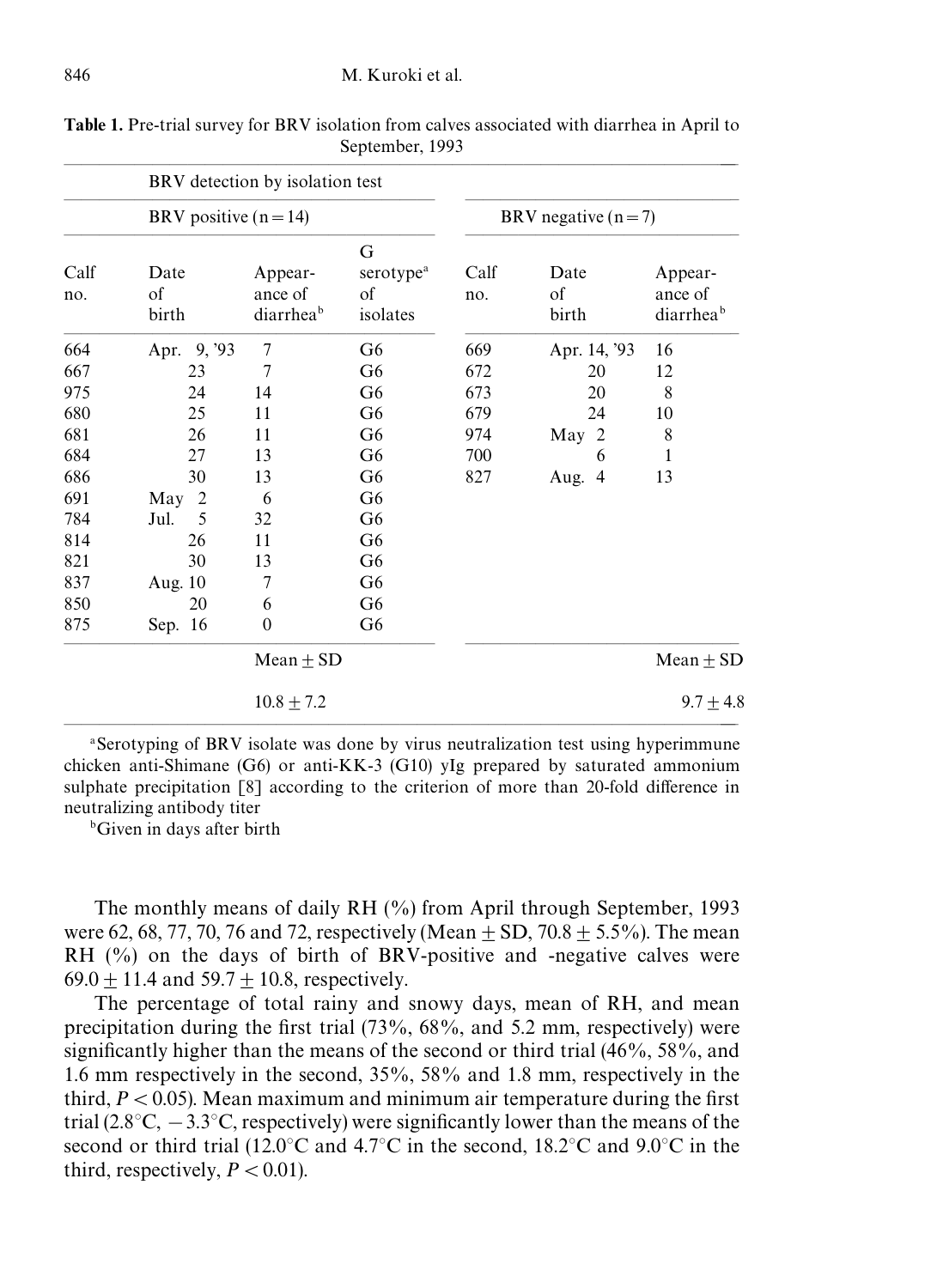**Table 1.** Pre-trial survey for BRV isolation from calves associated with diarrhea in April to September, 1993

| BRV detection by isolation test | | | | | | |
|---|---|---|---|---|---|---|
| BRV positive (n = 14) | | | | BRV negative (n = 7) | | |
| Calf no. | Date of birth | Appearance of diarrhea[b] | G serotype[a] of isolates | Calf no. | Date of birth | Appearance of diarrhea[b] |
| 664 | Apr. 9, '93 | 7 | G6 | 669 | Apr. 14, '93 | 16 |
| 667 | 23 | 7 | G6 | 672 | 20 | 12 |
| 975 | 24 | 14 | G6 | 673 | 20 | 8 |
| 680 | 25 | 11 | G6 | 679 | 24 | 10 |
| 681 | 26 | 11 | G6 | 974 | May 2 | 8 |
| 684 | 27 | 13 | G6 | 700 | 6 | 1 |
| 686 | 30 | 13 | G6 | 827 | Aug. 4 | 13 |
| 691 | May 2 | 6 | G6 | | | |
| 784 | Jul. 5 | 32 | G6 | | | |
| 814 | 26 | 11 | G6 | | | |
| 821 | 30 | 13 | G6 | | | |
| 837 | Aug. 10 | 7 | G6 | | | |
| 850 | 20 | 6 | G6 | | | |
| 875 | Sep. 16 | 0 | G6 | | | |
| | | Mean ± SD | | | | Mean ± SD |
| | | 10.8 ± 7.2 | | | | 9.7 ± 4.8 |

[a]Serotyping of BRV isolate was done by virus neutralization test using hyperimmune chicken anti-Shimane (G6) or anti-KK-3 (G10) yIg prepared by saturated ammonium sulphate precipitation [8] according to the criterion of more than 20-fold difference in neutralizing antibody titer

[b]Given in days after birth

The monthly means of daily RH (%) from April through September, 1993 were 62, 68, 77, 70, 76 and 72, respectively (Mean ± SD, 70.8 ± 5.5%). The mean RH (%) on the days of birth of BRV-positive and -negative calves were 69.0 ± 11.4 and 59.7 ± 10.8, respectively.

The percentage of total rainy and snowy days, mean of RH, and mean precipitation during the first trial (73%, 68%, and 5.2 mm, respectively) were significantly higher than the means of the second or third trial (46%, 58%, and 1.6 mm respectively in the second, 35%, 58% and 1.8 mm, respectively in the third, $P < 0.05$). Mean maximum and minimum air temperature during the first trial (2.8°C, −3.3°C, respectively) were significantly lower than the means of the second or third trial (12.0°C and 4.7°C in the second, 18.2°C and 9.0°C in the third, respectively, $P < 0.01$).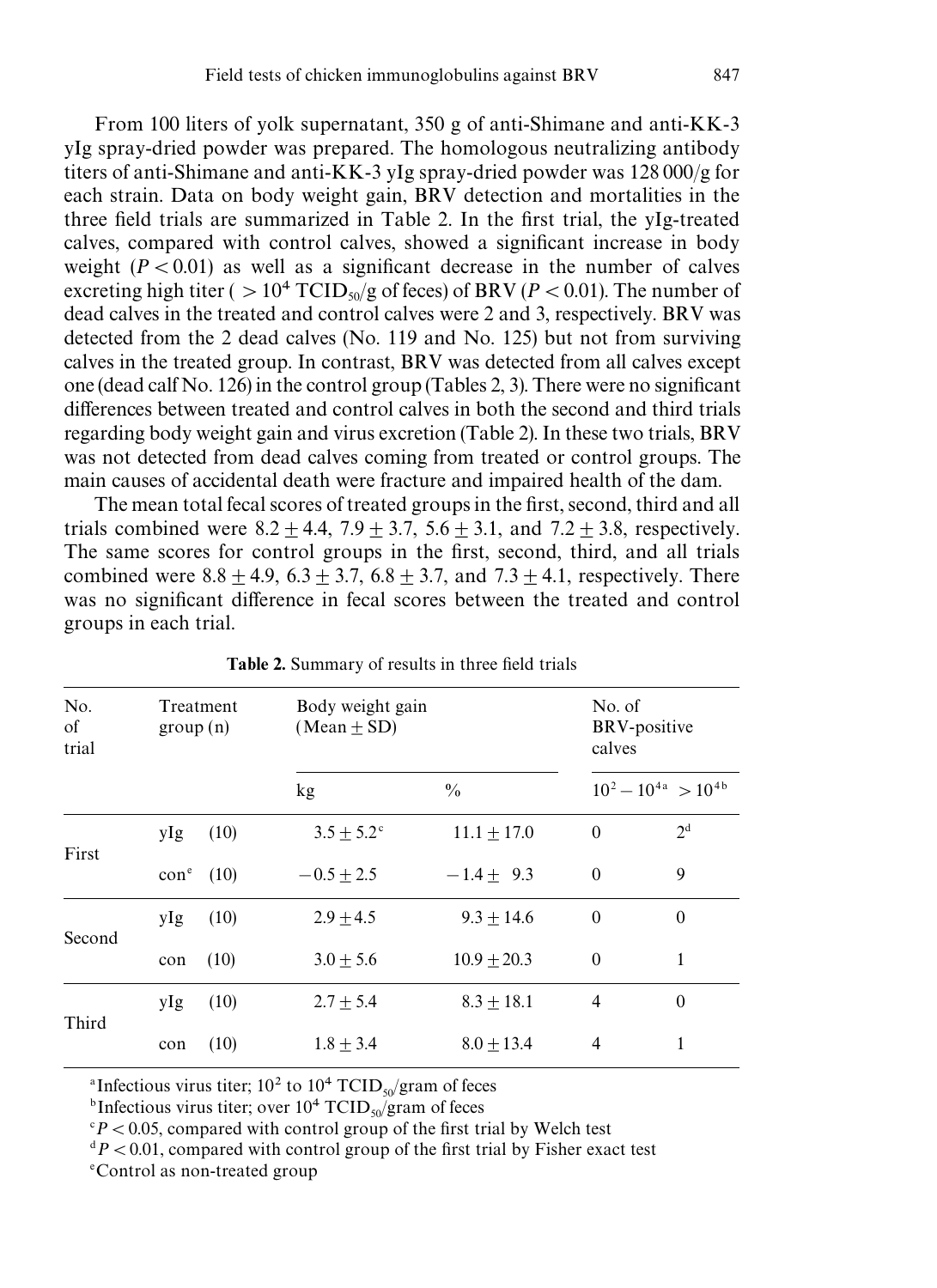From 100 liters of yolk supernatant, 350 g of anti-Shimane and anti-KK-3 yIg spray-dried powder was prepared. The homologous neutralizing antibody titers of anti-Shimane and anti-KK-3 yIg spray-dried powder was 128 000/g for each strain. Data on body weight gain, BRV detection and mortalities in the three field trials are summarized in Table 2. In the first trial, the yIg-treated calves, compared with control calves, showed a significant increase in body weight ($P < 0.01$) as well as a significant decrease in the number of calves excreting high titer ( $> 10^4$ $TCID_{50}$/g of feces) of BRV ($P < 0.01$). The number of dead calves in the treated and control calves were 2 and 3, respectively. BRV was detected from the 2 dead calves (No. 119 and No. 125) but not from surviving calves in the treated group. In contrast, BRV was detected from all calves except one (dead calf No. 126) in the control group (Tables 2, 3). There were no significant differences between treated and control calves in both the second and third trials regarding body weight gain and virus excretion (Table 2). In these two trials, BRV was not detected from dead calves coming from treated or control groups. The main causes of accidental death were fracture and impaired health of the dam.

The mean total fecal scores of treated groups in the first, second, third and all trials combined were $8.2 \pm 4.4$, $7.9 \pm 3.7$, $5.6 \pm 3.1$, and $7.2 \pm 3.8$, respectively. The same scores for control groups in the first, second, third, and all trials combined were $8.8 \pm 4.9$, $6.3 \pm 3.7$, $6.8 \pm 3.7$, and $7.3 \pm 4.1$, respectively. There was no significant difference in fecal scores between the treated and control groups in each trial.

**Table 2.** Summary of results in three field trials

| No. of trial | Treatment group (n) | | Body weight gain (Mean ± SD) | | No. of BRV-positive calves | |
|---|---|---|---|---|---|---|
| | | | kg | % | $10^2 - 10^4$ [a] | $> 10^4$ [b] |
| First | yIg | (10) | $3.5 \pm 5.2$ [c] | $11.1 \pm 17.0$ | 0 | 2 [d] |
| | con [e] | (10) | $-0.5 \pm 2.5$ | $-1.4 \pm 9.3$ | 0 | 9 |
| Second | yIg | (10) | $2.9 \pm 4.5$ | $9.3 \pm 14.6$ | 0 | 0 |
| | con | (10) | $3.0 \pm 5.6$ | $10.9 \pm 20.3$ | 0 | 1 |
| Third | yIg | (10) | $2.7 \pm 5.4$ | $8.3 \pm 18.1$ | 4 | 0 |
| | con | (10) | $1.8 \pm 3.4$ | $8.0 \pm 13.4$ | 4 | 1 |

[a] Infectious virus titer; $10^2$ to $10^4$ $TCID_{50}$/gram of feces
[b] Infectious virus titer; over $10^4$ $TCID_{50}$/gram of feces
[c] $P < 0.05$, compared with control group of the first trial by Welch test
[d] $P < 0.01$, compared with control group of the first trial by Fisher exact test
[e] Control as non-treated group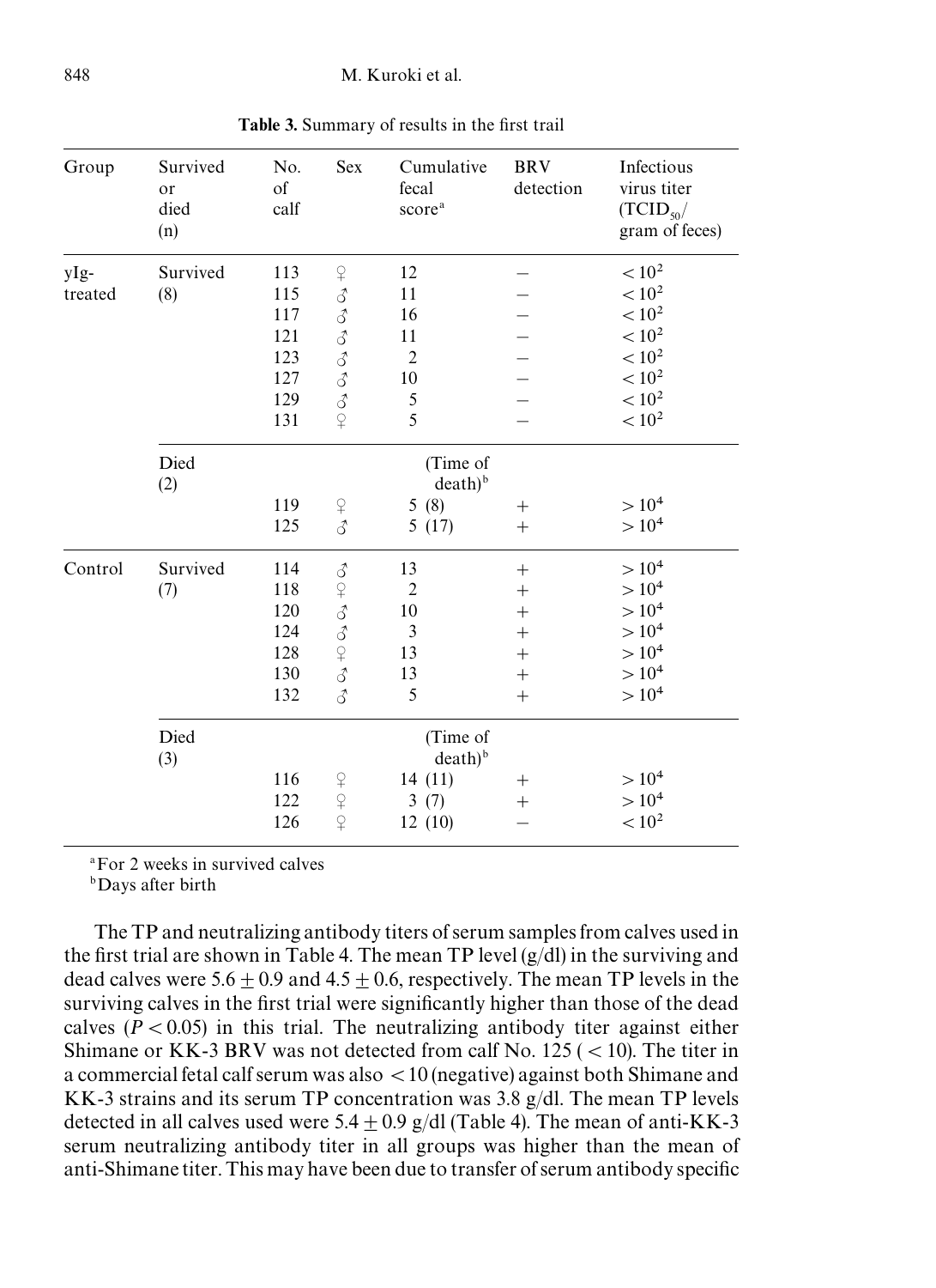**Table 3.** Summary of results in the first trail

| Group | Survived or died (n) | No. of calf | Sex | Cumulative fecal score[a] | BRV detection | Infectious virus titer ($TCID_{50}$/ gram of feces) |
|---|---|---|---|---|---|---|
| yIg-treated | Survived (8) | 113 | ♀ | 12 | – | $< 10^2$ |
| | | 115 | ♂ | 11 | – | $< 10^2$ |
| | | 117 | ♂ | 16 | – | $< 10^2$ |
| | | 121 | ♂ | 11 | – | $< 10^2$ |
| | | 123 | ♂ | 2 | – | $< 10^2$ |
| | | 127 | ♂ | 10 | – | $< 10^2$ |
| | | 129 | ♂ | 5 | – | $< 10^2$ |
| | | 131 | ♀ | 5 | – | $< 10^2$ |
| | Died (2) | | | (Time of death)[b] | | |
| | | 119 | ♀ | 5 (8) | + | $> 10^4$ |
| | | 125 | ♂ | 5 (17) | + | $> 10^4$ |
| Control | Survived (7) | 114 | ♂ | 13 | + | $> 10^4$ |
| | | 118 | ♀ | 2 | + | $> 10^4$ |
| | | 120 | ♂ | 10 | + | $> 10^4$ |
| | | 124 | ♂ | 3 | + | $> 10^4$ |
| | | 128 | ♀ | 13 | + | $> 10^4$ |
| | | 130 | ♂ | 13 | + | $> 10^4$ |
| | | 132 | ♂ | 5 | + | $> 10^4$ |
| | Died (3) | | | (Time of death)[b] | | |
| | | 116 | ♀ | 14 (11) | + | $> 10^4$ |
| | | 122 | ♀ | 3 (7) | + | $> 10^4$ |
| | | 126 | ♀ | 12 (10) | – | $< 10^2$ |

[a] For 2 weeks in survived calves
[b] Days after birth

The TP and neutralizing antibody titers of serum samples from calves used in the first trial are shown in Table 4. The mean TP level (g/dl) in the surviving and dead calves were $5.6 \pm 0.9$ and $4.5 \pm 0.6$, respectively. The mean TP levels in the surviving calves in the first trial were significantly higher than those of the dead calves ($P < 0.05$) in this trial. The neutralizing antibody titer against either Shimane or KK-3 BRV was not detected from calf No. 125 ($< 10$). The titer in a commercial fetal calf serum was also $< 10$ (negative) against both Shimane and KK-3 strains and its serum TP concentration was 3.8 g/dl. The mean TP levels detected in all calves used were $5.4 \pm 0.9$ g/dl (Table 4). The mean of anti-KK-3 serum neutralizing antibody titer in all groups was higher than the mean of anti-Shimane titer. This may have been due to transfer of serum antibody specific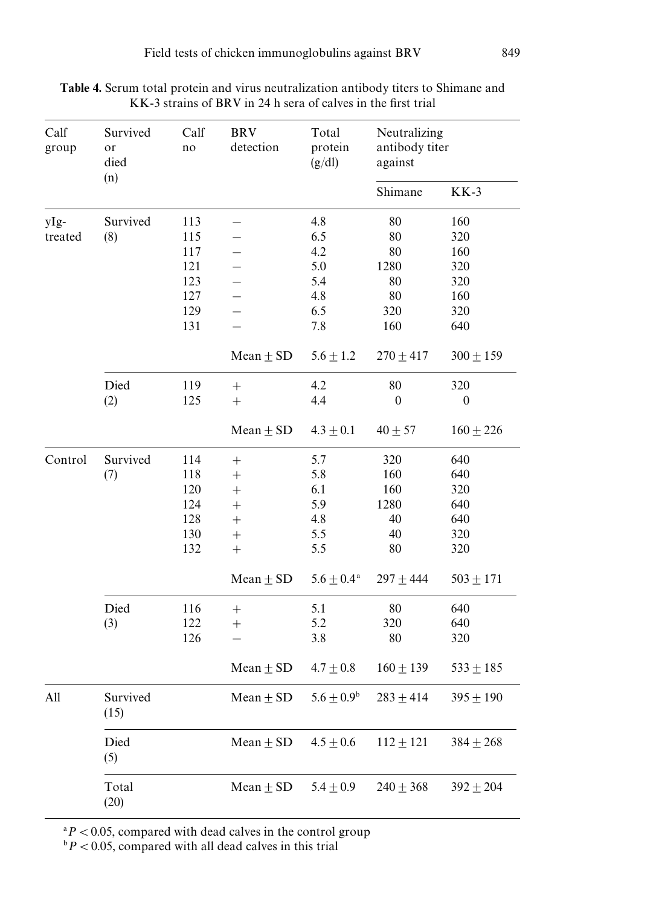**Table 4.** Serum total protein and virus neutralization antibody titers to Shimane and KK-3 strains of BRV in 24 h sera of calves in the first trial

| Calf group | Survived or died (n) | Calf no | BRV detection | Total protein (g/dl) | Neutralizing antibody titer against | |
|---|---|---|---|---|---|---|
| | | | | | Shimane | KK-3 |
| yIg-treated | Survived (8) | 113 | – | 4.8 | 80 | 160 |
| | | 115 | – | 6.5 | 80 | 320 |
| | | 117 | – | 4.2 | 80 | 160 |
| | | 121 | – | 5.0 | 1280 | 320 |
| | | 123 | – | 5.4 | 80 | 320 |
| | | 127 | – | 4.8 | 80 | 160 |
| | | 129 | – | 6.5 | 320 | 320 |
| | | 131 | – | 7.8 | 160 | 640 |
| | | | Mean ± SD | 5.6 ± 1.2 | 270 ± 417 | 300 ± 159 |
| | Died (2) | 119 | + | 4.2 | 80 | 320 |
| | | 125 | + | 4.4 | 0 | 0 |
| | | | Mean ± SD | 4.3 ± 0.1 | 40 ± 57 | 160 ± 226 |
| Control | Survived (7) | 114 | + | 5.7 | 320 | 640 |
| | | 118 | + | 5.8 | 160 | 640 |
| | | 120 | + | 6.1 | 160 | 320 |
| | | 124 | + | 5.9 | 1280 | 640 |
| | | 128 | + | 4.8 | 40 | 640 |
| | | 130 | + | 5.5 | 40 | 320 |
| | | 132 | + | 5.5 | 80 | 320 |
| | | | Mean ± SD | 5.6 ± 0.4[a] | 297 ± 444 | 503 ± 171 |
| | Died (3) | 116 | + | 5.1 | 80 | 640 |
| | | 122 | + | 5.2 | 320 | 640 |
| | | 126 | – | 3.8 | 80 | 320 |
| | | | Mean ± SD | 4.7 ± 0.8 | 160 ± 139 | 533 ± 185 |
| All | Survived (15) | | Mean ± SD | 5.6 ± 0.9[b] | 283 ± 414 | 395 ± 190 |
| | Died (5) | | Mean ± SD | 4.5 ± 0.6 | 112 ± 121 | 384 ± 268 |
| | Total (20) | | Mean ± SD | 5.4 ± 0.9 | 240 ± 368 | 392 ± 204 |

[a] $P < 0.05$, compared with dead calves in the control group
[b] $P < 0.05$, compared with all dead calves in this trial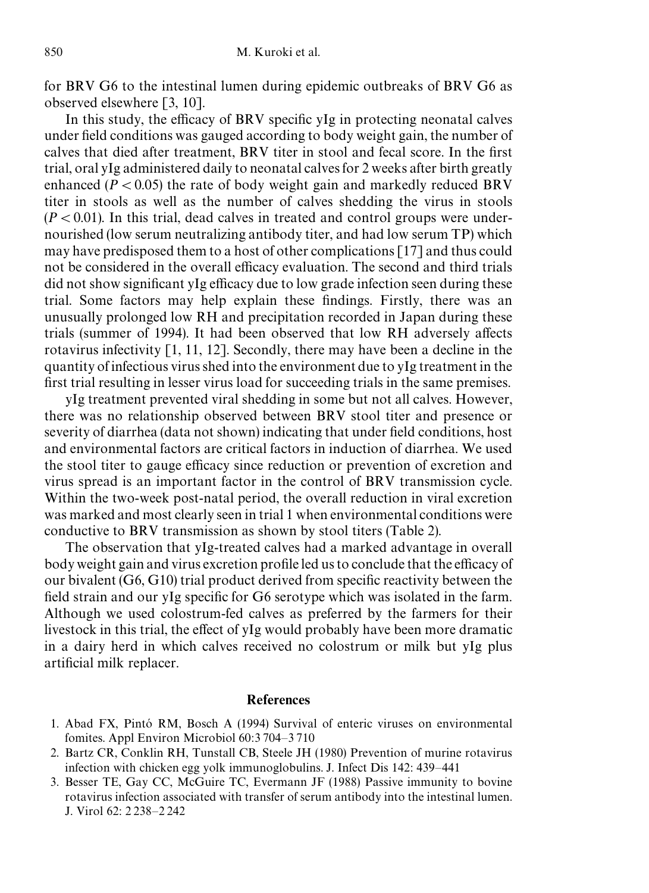for BRV G6 to the intestinal lumen during epidemic outbreaks of BRV G6 as observed elsewhere [3, 10].

In this study, the efficacy of BRV specific yIg in protecting neonatal calves under field conditions was gauged according to body weight gain, the number of calves that died after treatment, BRV titer in stool and fecal score. In the first trial, oral yIg administered daily to neonatal calves for 2 weeks after birth greatly enhanced ($P < 0.05$) the rate of body weight gain and markedly reduced BRV titer in stools as well as the number of calves shedding the virus in stools ($P < 0.01$). In this trial, dead calves in treated and control groups were undernourished (low serum neutralizing antibody titer, and had low serum TP) which may have predisposed them to a host of other complications [17] and thus could not be considered in the overall efficacy evaluation. The second and third trials did not show significant yIg efficacy due to low grade infection seen during these trial. Some factors may help explain these findings. Firstly, there was an unusually prolonged low RH and precipitation recorded in Japan during these trials (summer of 1994). It had been observed that low RH adversely affects rotavirus infectivity [1, 11, 12]. Secondly, there may have been a decline in the quantity of infectious virus shed into the environment due to yIg treatment in the first trial resulting in lesser virus load for succeeding trials in the same premises.

yIg treatment prevented viral shedding in some but not all calves. However, there was no relationship observed between BRV stool titer and presence or severity of diarrhea (data not shown) indicating that under field conditions, host and environmental factors are critical factors in induction of diarrhea. We used the stool titer to gauge efficacy since reduction or prevention of excretion and virus spread is an important factor in the control of BRV transmission cycle. Within the two-week post-natal period, the overall reduction in viral excretion was marked and most clearly seen in trial 1 when environmental conditions were conductive to BRV transmission as shown by stool titers (Table 2).

The observation that yIg-treated calves had a marked advantage in overall body weight gain and virus excretion profile led us to conclude that the efficacy of our bivalent (G6, G10) trial product derived from specific reactivity between the field strain and our yIg specific for G6 serotype which was isolated in the farm. Although we used colostrum-fed calves as preferred by the farmers for their livestock in this trial, the effect of yIg would probably have been more dramatic in a dairy herd in which calves received no colostrum or milk but yIg plus artificial milk replacer.

## References

1. Abad FX, Pintó RM, Bosch A (1994) Survival of enteric viruses on environmental fomites. Appl Environ Microbiol 60:3 704–3 710
2. Bartz CR, Conklin RH, Tunstall CB, Steele JH (1980) Prevention of murine rotavirus infection with chicken egg yolk immunoglobulins. J. Infect Dis 142: 439–441
3. Besser TE, Gay CC, McGuire TC, Evermann JF (1988) Passive immunity to bovine rotavirus infection associated with transfer of serum antibody into the intestinal lumen. J. Virol 62: 2 238–2 242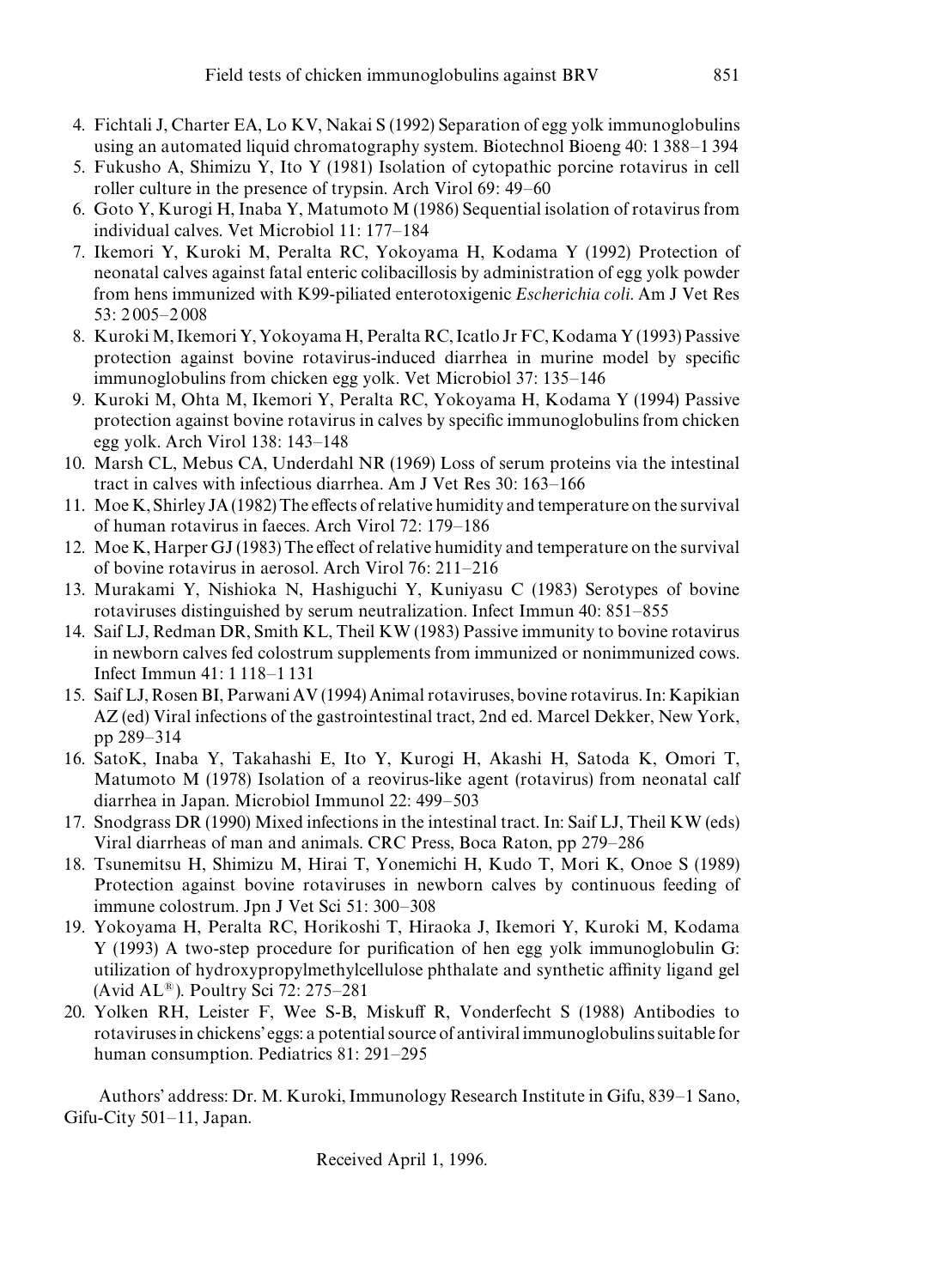4. Fichtali J, Charter EA, Lo KV, Nakai S (1992) Separation of egg yolk immunoglobulins using an automated liquid chromatography system. Biotechnol Bioeng 40: 1 388–1 394
5. Fukusho A, Shimizu Y, Ito Y (1981) Isolation of cytopathic porcine rotavirus in cell roller culture in the presence of trypsin. Arch Virol 69: 49–60
6. Goto Y, Kurogi H, Inaba Y, Matumoto M (1986) Sequential isolation of rotavirus from individual calves. Vet Microbiol 11: 177–184
7. Ikemori Y, Kuroki M, Peralta RC, Yokoyama H, Kodama Y (1992) Protection of neonatal calves against fatal enteric colibacillosis by administration of egg yolk powder from hens immunized with K99-piliated enterotoxigenic *Escherichia coli*. Am J Vet Res 53: 2 005–2 008
8. Kuroki M, Ikemori Y, Yokoyama H, Peralta RC, Icatlo Jr FC, Kodama Y (1993) Passive protection against bovine rotavirus-induced diarrhea in murine model by specific immunoglobulins from chicken egg yolk. Vet Microbiol 37: 135–146
9. Kuroki M, Ohta M, Ikemori Y, Peralta RC, Yokoyama H, Kodama Y (1994) Passive protection against bovine rotavirus in calves by specific immunoglobulins from chicken egg yolk. Arch Virol 138: 143–148
10. Marsh CL, Mebus CA, Underdahl NR (1969) Loss of serum proteins via the intestinal tract in calves with infectious diarrhea. Am J Vet Res 30: 163–166
11. Moe K, Shirley JA (1982) The effects of relative humidity and temperature on the survival of human rotavirus in faeces. Arch Virol 72: 179–186
12. Moe K, Harper GJ (1983) The effect of relative humidity and temperature on the survival of bovine rotavirus in aerosol. Arch Virol 76: 211–216
13. Murakami Y, Nishioka N, Hashiguchi Y, Kuniyasu C (1983) Serotypes of bovine rotaviruses distinguished by serum neutralization. Infect Immun 40: 851–855
14. Saif LJ, Redman DR, Smith KL, Theil KW (1983) Passive immunity to bovine rotavirus in newborn calves fed colostrum supplements from immunized or nonimmunized cows. Infect Immun 41: 1 118–1 131
15. Saif LJ, Rosen BI, Parwani AV (1994) Animal rotaviruses, bovine rotavirus. In: Kapikian AZ (ed) Viral infections of the gastrointestinal tract, 2nd ed. Marcel Dekker, New York, pp 289–314
16. SatoK, Inaba Y, Takahashi E, Ito Y, Kurogi H, Akashi H, Satoda K, Omori T, Matumoto M (1978) Isolation of a reovirus-like agent (rotavirus) from neonatal calf diarrhea in Japan. Microbiol Immunol 22: 499–503
17. Snodgrass DR (1990) Mixed infections in the intestinal tract. In: Saif LJ, Theil KW (eds) Viral diarrheas of man and animals. CRC Press, Boca Raton, pp 279–286
18. Tsunemitsu H, Shimizu M, Hirai T, Yonemichi H, Kudo T, Mori K, Onoe S (1989) Protection against bovine rotaviruses in newborn calves by continuous feeding of immune colostrum. Jpn J Vet Sci 51: 300–308
19. Yokoyama H, Peralta RC, Horikoshi T, Hiraoka J, Ikemori Y, Kuroki M, Kodama Y (1993) A two-step procedure for purification of hen egg yolk immunoglobulin G: utilization of hydroxypropylmethylcellulose phthalate and synthetic affinity ligand gel (Avid AL®). Poultry Sci 72: 275–281
20. Yolken RH, Leister F, Wee S-B, Miskuff R, Vonderfecht S (1988) Antibodies to rotaviruses in chickens' eggs: a potential source of antiviral immunoglobulins suitable for human consumption. Pediatrics 81: 291–295

Authors' address: Dr. M. Kuroki, Immunology Research Institute in Gifu, 839–1 Sano, Gifu-City 501–11, Japan.

Received April 1, 1996.